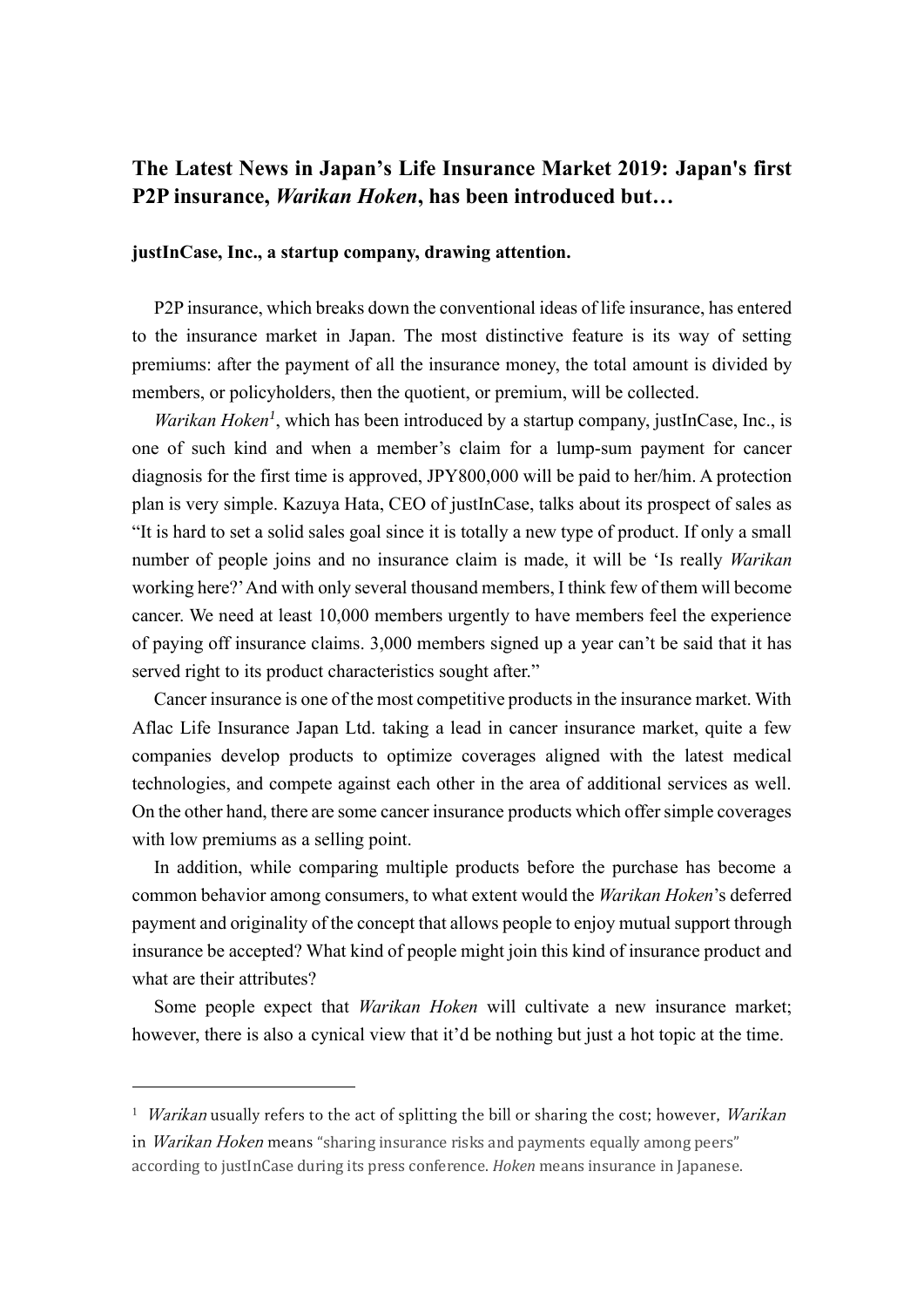# The Latest News in Japan's Life Insurance Market 2019: Japan's first P2P insurance, *Warikan Hoken*, has been introduced but…

**justInCase, Inc., a startup company, drawing attention.**

P2P insurance, which breaks down the conventional ideas of life insurance, has entered to the insurance market in Japan. The most distinctive feature is its way of setting premiums: after the payment of all the insurance money, the total amount is divided by members, or policyholders, then the quotient, or premium, will be collected.

*Warikan Hoken*[1], which has been introduced by a startup company, justInCase, Inc., is one of such kind and when a member's claim for a lump-sum payment for cancer diagnosis for the first time is approved, JPY800,000 will be paid to her/him. A protection plan is very simple. Kazuya Hata, CEO of justInCase, talks about its prospect of sales as "It is hard to set a solid sales goal since it is totally a new type of product. If only a small number of people joins and no insurance claim is made, it will be 'Is really *Warikan* working here?' And with only several thousand members, I think few of them will become cancer. We need at least 10,000 members urgently to have members feel the experience of paying off insurance claims. 3,000 members signed up a year can't be said that it has served right to its product characteristics sought after."

Cancer insurance is one of the most competitive products in the insurance market. With Aflac Life Insurance Japan Ltd. taking a lead in cancer insurance market, quite a few companies develop products to optimize coverages aligned with the latest medical technologies, and compete against each other in the area of additional services as well. On the other hand, there are some cancer insurance products which offer simple coverages with low premiums as a selling point.

In addition, while comparing multiple products before the purchase has become a common behavior among consumers, to what extent would the *Warikan Hoken*'s deferred payment and originality of the concept that allows people to enjoy mutual support through insurance be accepted? What kind of people might join this kind of insurance product and what are their attributes?

Some people expect that *Warikan Hoken* will cultivate a new insurance market; however, there is also a cynical view that it'd be nothing but just a hot topic at the time.

---

[1] *Warikan* usually refers to the act of splitting the bill or sharing the cost; however, *Warikan* in *Warikan Hoken* means "sharing insurance risks and payments equally among peers" according to justInCase during its press conference. *Hoken* means insurance in Japanese.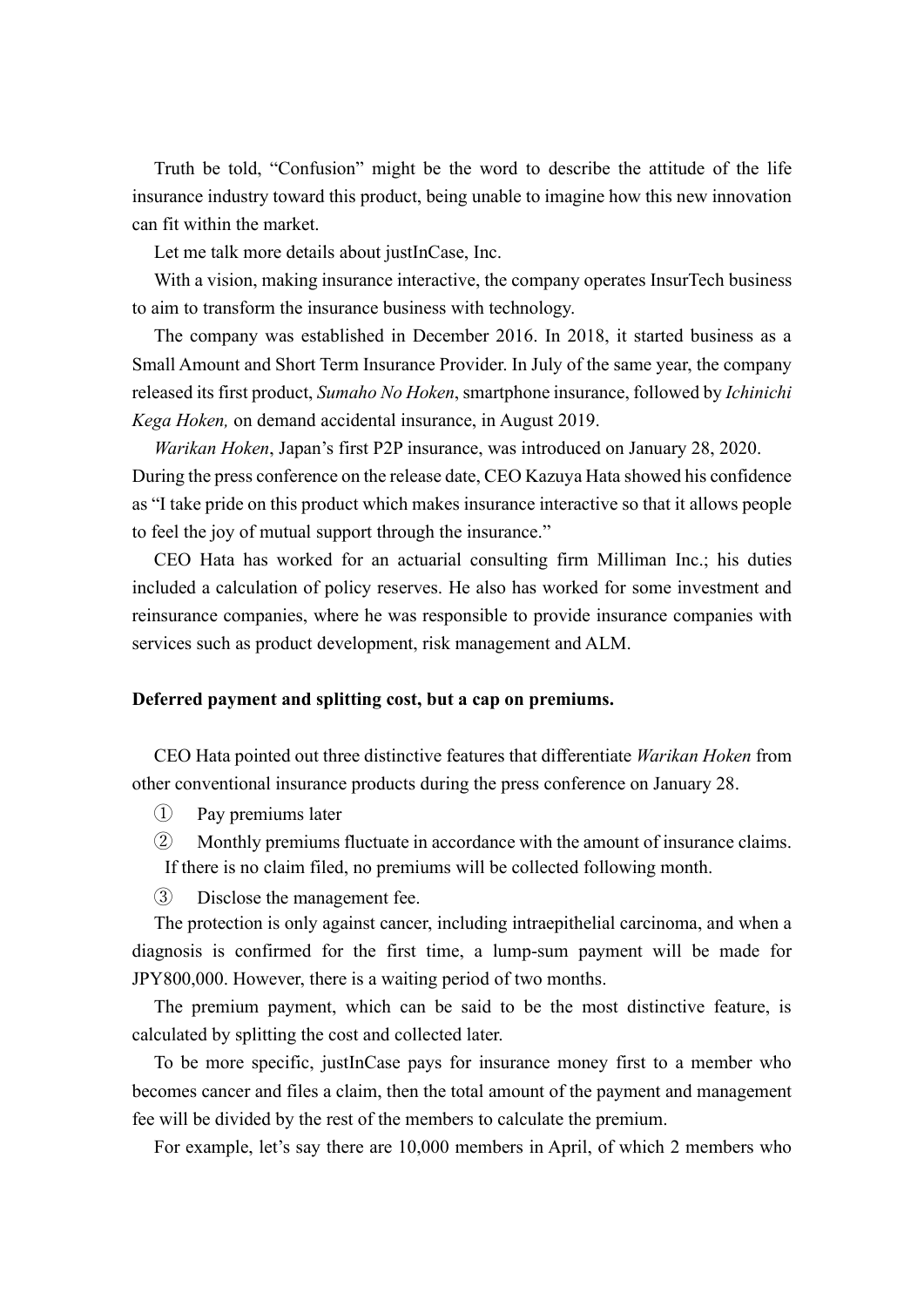Truth be told, "Confusion" might be the word to describe the attitude of the life insurance industry toward this product, being unable to imagine how this new innovation can fit within the market.

Let me talk more details about justInCase, Inc.

With a vision, making insurance interactive, the company operates InsurTech business to aim to transform the insurance business with technology.

The company was established in December 2016. In 2018, it started business as a Small Amount and Short Term Insurance Provider. In July of the same year, the company released its first product, *Sumaho No Hoken*, smartphone insurance, followed by *Ichinichi Kega Hoken,* on demand accidental insurance, in August 2019.

*Warikan Hoken*, Japan's first P2P insurance, was introduced on January 28, 2020. During the press conference on the release date, CEO Kazuya Hata showed his confidence as "I take pride on this product which makes insurance interactive so that it allows people to feel the joy of mutual support through the insurance."

CEO Hata has worked for an actuarial consulting firm Milliman Inc.; his duties included a calculation of policy reserves. He also has worked for some investment and reinsurance companies, where he was responsible to provide insurance companies with services such as product development, risk management and ALM.

**Deferred payment and splitting cost, but a cap on premiums.**

CEO Hata pointed out three distinctive features that differentiate *Warikan Hoken* from other conventional insurance products during the press conference on January 28.

① Pay premiums later

② Monthly premiums fluctuate in accordance with the amount of insurance claims. If there is no claim filed, no premiums will be collected following month.

③ Disclose the management fee.

The protection is only against cancer, including intraepithelial carcinoma, and when a diagnosis is confirmed for the first time, a lump-sum payment will be made for JPY800,000. However, there is a waiting period of two months.

The premium payment, which can be said to be the most distinctive feature, is calculated by splitting the cost and collected later.

To be more specific, justInCase pays for insurance money first to a member who becomes cancer and files a claim, then the total amount of the payment and management fee will be divided by the rest of the members to calculate the premium.

For example, let's say there are 10,000 members in April, of which 2 members who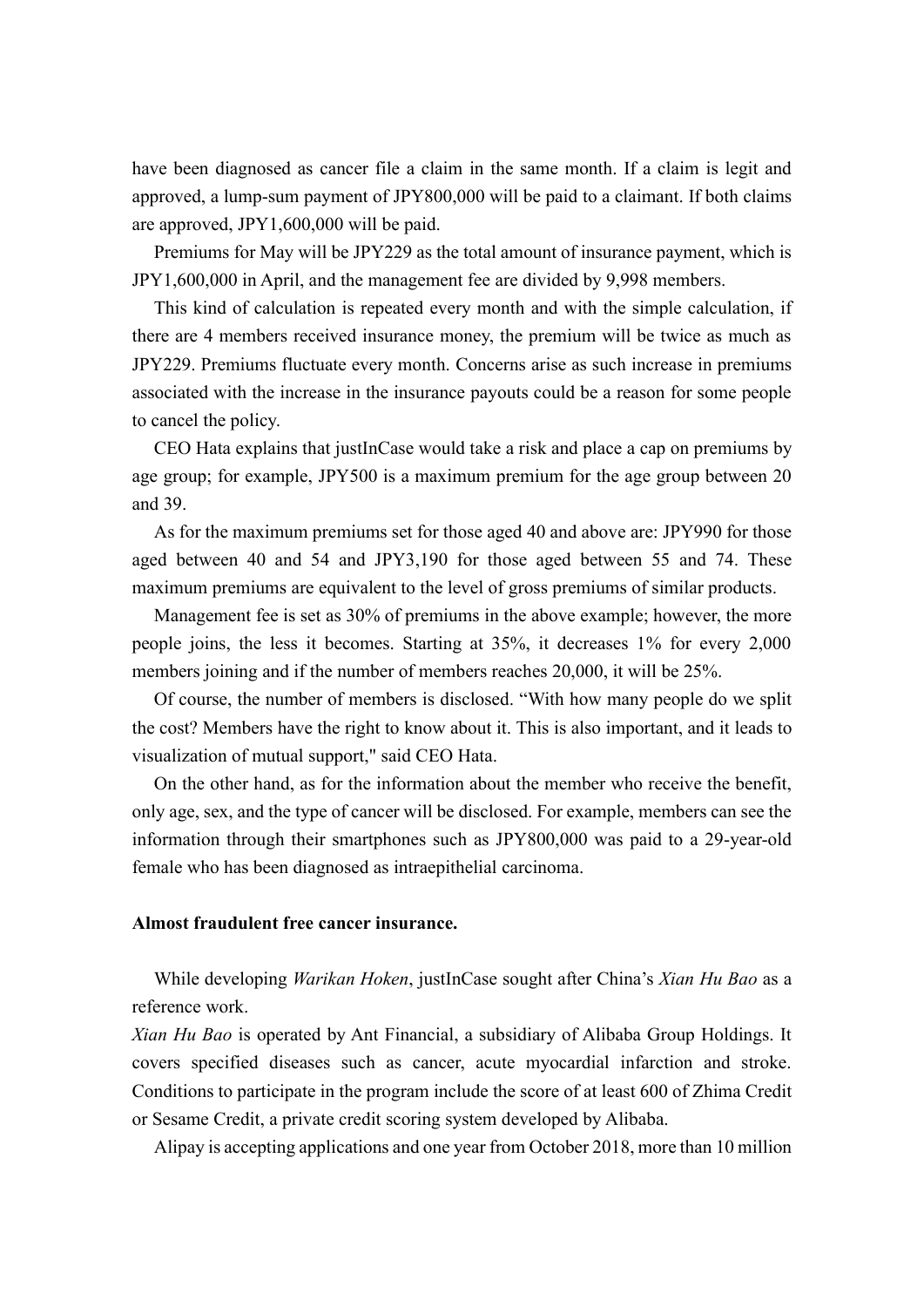have been diagnosed as cancer file a claim in the same month. If a claim is legit and approved, a lump-sum payment of JPY800,000 will be paid to a claimant. If both claims are approved, JPY1,600,000 will be paid.

Premiums for May will be JPY229 as the total amount of insurance payment, which is JPY1,600,000 in April, and the management fee are divided by 9,998 members.

This kind of calculation is repeated every month and with the simple calculation, if there are 4 members received insurance money, the premium will be twice as much as JPY229. Premiums fluctuate every month. Concerns arise as such increase in premiums associated with the increase in the insurance payouts could be a reason for some people to cancel the policy.

CEO Hata explains that justInCase would take a risk and place a cap on premiums by age group; for example, JPY500 is a maximum premium for the age group between 20 and 39.

As for the maximum premiums set for those aged 40 and above are: JPY990 for those aged between 40 and 54 and JPY3,190 for those aged between 55 and 74. These maximum premiums are equivalent to the level of gross premiums of similar products.

Management fee is set as 30% of premiums in the above example; however, the more people joins, the less it becomes. Starting at 35%, it decreases 1% for every 2,000 members joining and if the number of members reaches 20,000, it will be 25%.

Of course, the number of members is disclosed. "With how many people do we split the cost? Members have the right to know about it. This is also important, and it leads to visualization of mutual support," said CEO Hata.

On the other hand, as for the information about the member who receive the benefit, only age, sex, and the type of cancer will be disclosed. For example, members can see the information through their smartphones such as JPY800,000 was paid to a 29-year-old female who has been diagnosed as intraepithelial carcinoma.

**Almost fraudulent free cancer insurance.**

While developing *Warikan Hoken*, justInCase sought after China's *Xian Hu Bao* as a reference work.

*Xian Hu Bao* is operated by Ant Financial, a subsidiary of Alibaba Group Holdings. It covers specified diseases such as cancer, acute myocardial infarction and stroke. Conditions to participate in the program include the score of at least 600 of Zhima Credit or Sesame Credit, a private credit scoring system developed by Alibaba.

Alipay is accepting applications and one year from October 2018, more than 10 million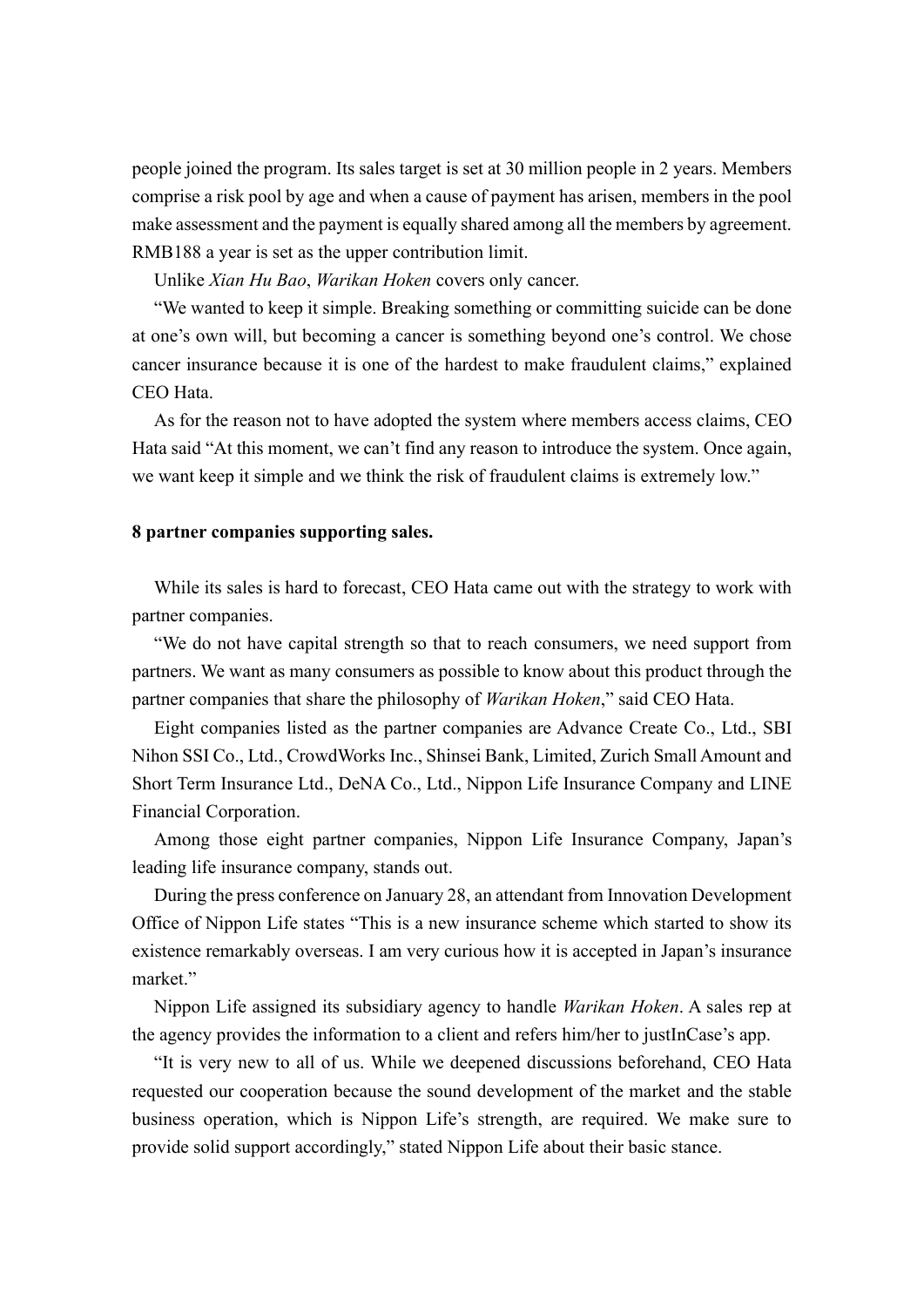people joined the program. Its sales target is set at 30 million people in 2 years. Members comprise a risk pool by age and when a cause of payment has arisen, members in the pool make assessment and the payment is equally shared among all the members by agreement. RMB188 a year is set as the upper contribution limit.

Unlike *Xian Hu Bao*, *Warikan Hoken* covers only cancer.

"We wanted to keep it simple. Breaking something or committing suicide can be done at one's own will, but becoming a cancer is something beyond one's control. We chose cancer insurance because it is one of the hardest to make fraudulent claims," explained CEO Hata.

As for the reason not to have adopted the system where members access claims, CEO Hata said "At this moment, we can't find any reason to introduce the system. Once again, we want keep it simple and we think the risk of fraudulent claims is extremely low."

**8 partner companies supporting sales.**

While its sales is hard to forecast, CEO Hata came out with the strategy to work with partner companies.

"We do not have capital strength so that to reach consumers, we need support from partners. We want as many consumers as possible to know about this product through the partner companies that share the philosophy of *Warikan Hoken*," said CEO Hata.

Eight companies listed as the partner companies are Advance Create Co., Ltd., SBI Nihon SSI Co., Ltd., CrowdWorks Inc., Shinsei Bank, Limited, Zurich Small Amount and Short Term Insurance Ltd., DeNA Co., Ltd., Nippon Life Insurance Company and LINE Financial Corporation.

Among those eight partner companies, Nippon Life Insurance Company, Japan's leading life insurance company, stands out.

During the press conference on January 28, an attendant from Innovation Development Office of Nippon Life states "This is a new insurance scheme which started to show its existence remarkably overseas. I am very curious how it is accepted in Japan's insurance market."

Nippon Life assigned its subsidiary agency to handle *Warikan Hoken*. A sales rep at the agency provides the information to a client and refers him/her to justInCase's app.

"It is very new to all of us. While we deepened discussions beforehand, CEO Hata requested our cooperation because the sound development of the market and the stable business operation, which is Nippon Life's strength, are required. We make sure to provide solid support accordingly," stated Nippon Life about their basic stance.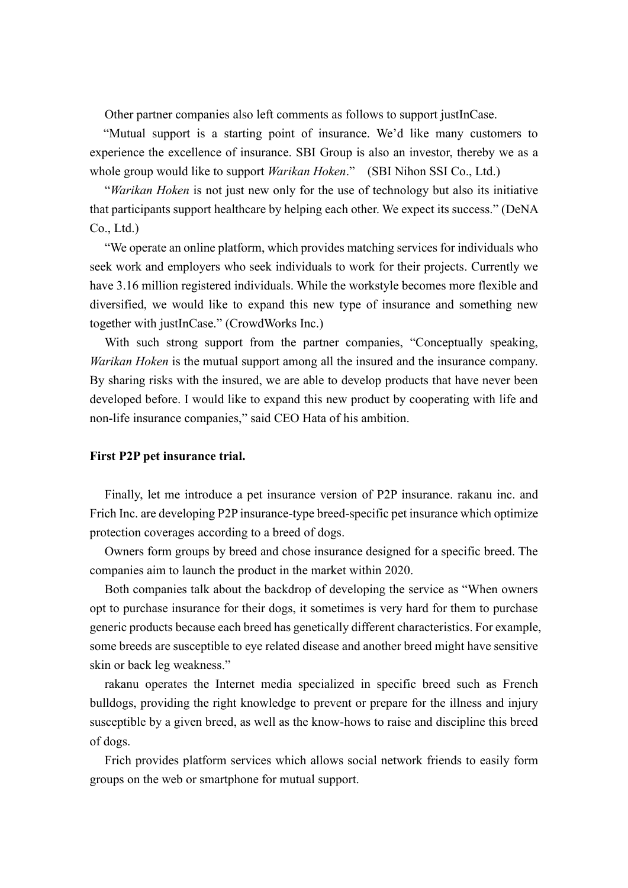Other partner companies also left comments as follows to support justInCase.

"Mutual support is a starting point of insurance. We'd like many customers to experience the excellence of insurance. SBI Group is also an investor, thereby we as a whole group would like to support *Warikan Hoken*." (SBI Nihon SSI Co., Ltd.)

"*Warikan Hoken* is not just new only for the use of technology but also its initiative that participants support healthcare by helping each other. We expect its success." (DeNA Co., Ltd.)

"We operate an online platform, which provides matching services for individuals who seek work and employers who seek individuals to work for their projects. Currently we have 3.16 million registered individuals. While the workstyle becomes more flexible and diversified, we would like to expand this new type of insurance and something new together with justInCase." (CrowdWorks Inc.)

With such strong support from the partner companies, "Conceptually speaking, *Warikan Hoken* is the mutual support among all the insured and the insurance company. By sharing risks with the insured, we are able to develop products that have never been developed before. I would like to expand this new product by cooperating with life and non-life insurance companies," said CEO Hata of his ambition.

**First P2P pet insurance trial.**

Finally, let me introduce a pet insurance version of P2P insurance. rakanu inc. and Frich Inc. are developing P2P insurance-type breed-specific pet insurance which optimize protection coverages according to a breed of dogs.

Owners form groups by breed and chose insurance designed for a specific breed. The companies aim to launch the product in the market within 2020.

Both companies talk about the backdrop of developing the service as "When owners opt to purchase insurance for their dogs, it sometimes is very hard for them to purchase generic products because each breed has genetically different characteristics. For example, some breeds are susceptible to eye related disease and another breed might have sensitive skin or back leg weakness."

rakanu operates the Internet media specialized in specific breed such as French bulldogs, providing the right knowledge to prevent or prepare for the illness and injury susceptible by a given breed, as well as the know-hows to raise and discipline this breed of dogs.

Frich provides platform services which allows social network friends to easily form groups on the web or smartphone for mutual support.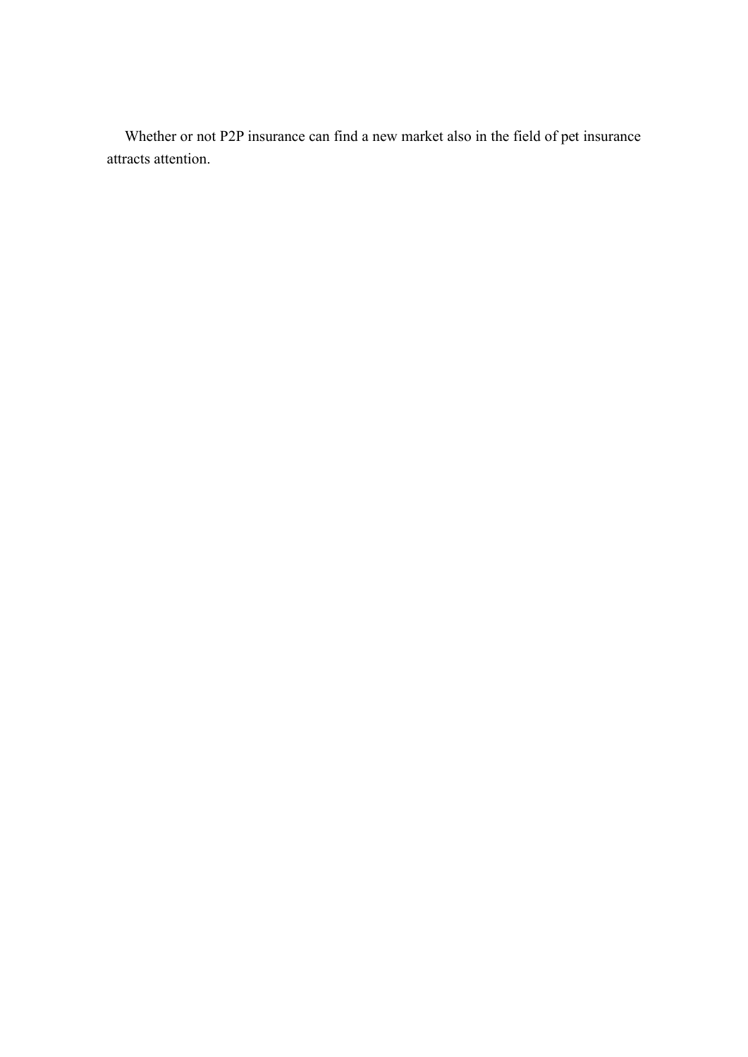Whether or not P2P insurance can find a new market also in the field of pet insurance attracts attention.